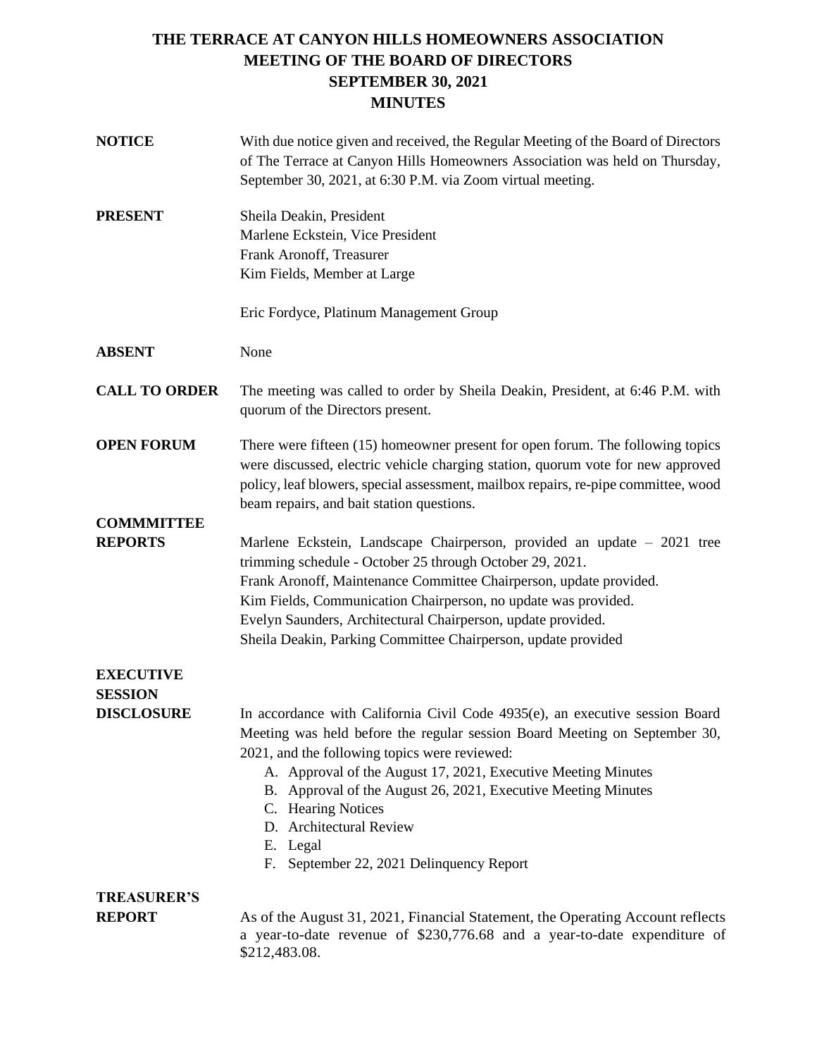# THE TERRACE AT CANYON HILLS HOMEOWNERS ASSOCIATION
## MEETING OF THE BOARD OF DIRECTORS
## SEPTEMBER 30, 2021
## MINUTES

**NOTICE**

With due notice given and received, the Regular Meeting of the Board of Directors of The Terrace at Canyon Hills Homeowners Association was held on Thursday, September 30, 2021, at 6:30 P.M. via Zoom virtual meeting.

**PRESENT**

Sheila Deakin, President
Marlene Eckstein, Vice President
Frank Aronoff, Treasurer
Kim Fields, Member at Large

Eric Fordyce, Platinum Management Group

**ABSENT**

None

**CALL TO ORDER**

The meeting was called to order by Sheila Deakin, President, at 6:46 P.M. with quorum of the Directors present.

**OPEN FORUM**

There were fifteen (15) homeowner present for open forum. The following topics were discussed, electric vehicle charging station, quorum vote for new approved policy, leaf blowers, special assessment, mailbox repairs, re-pipe committee, wood beam repairs, and bait station questions.

**COMMMITTEE REPORTS**

Marlene Eckstein, Landscape Chairperson, provided an update – 2021 tree trimming schedule - October 25 through October 29, 2021.
Frank Aronoff, Maintenance Committee Chairperson, update provided.
Kim Fields, Communication Chairperson, no update was provided.
Evelyn Saunders, Architectural Chairperson, update provided.
Sheila Deakin, Parking Committee Chairperson, update provided

**EXECUTIVE SESSION DISCLOSURE**

In accordance with California Civil Code 4935(e), an executive session Board Meeting was held before the regular session Board Meeting on September 30, 2021, and the following topics were reviewed:

A. Approval of the August 17, 2021, Executive Meeting Minutes
B. Approval of the August 26, 2021, Executive Meeting Minutes
C. Hearing Notices
D. Architectural Review
E. Legal
F. September 22, 2021 Delinquency Report

**TREASURER'S REPORT**

As of the August 31, 2021, Financial Statement, the Operating Account reflects a year-to-date revenue of $230,776.68 and a year-to-date expenditure of $212,483.08.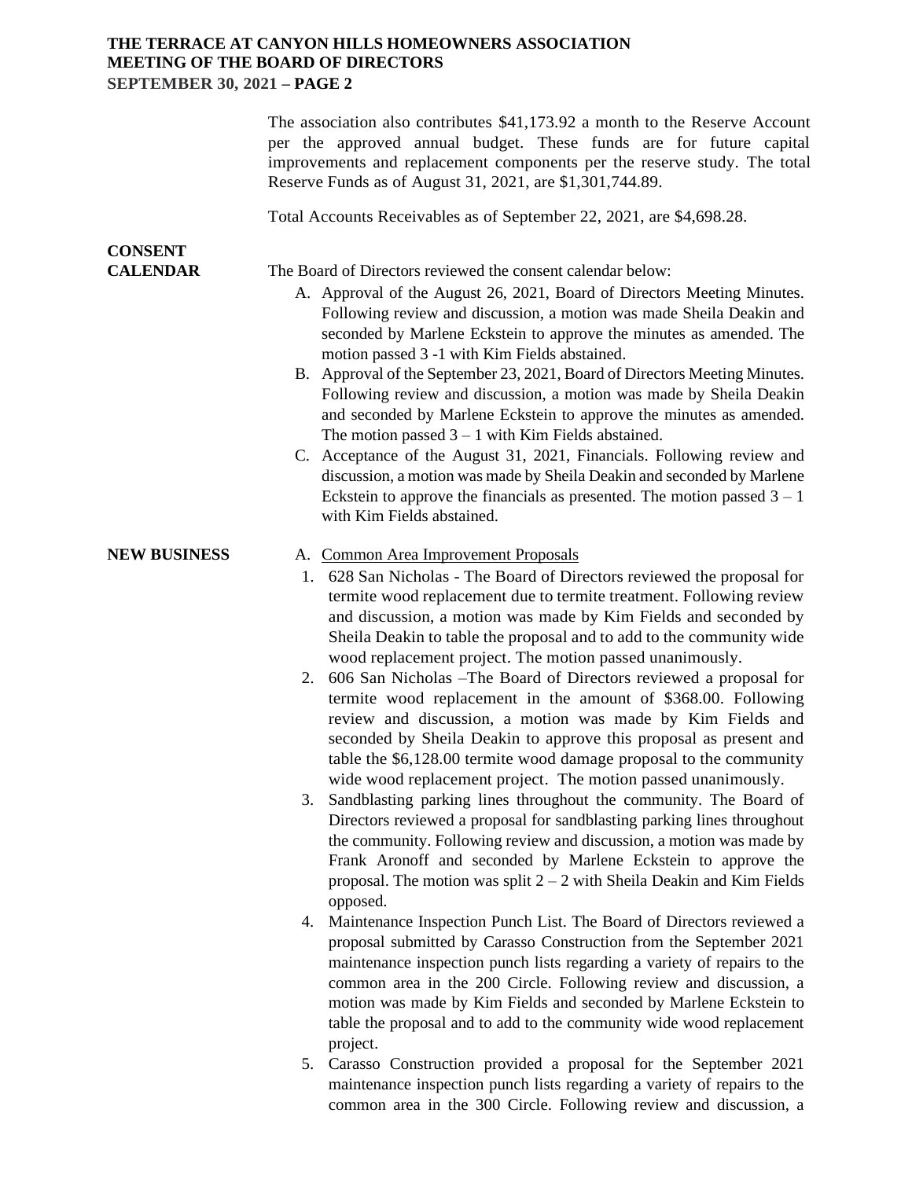The association also contributes $41,173.92 a month to the Reserve Account per the approved annual budget. These funds are for future capital improvements and replacement components per the reserve study. The total Reserve Funds as of August 31, 2021, are $1,301,744.89.

Total Accounts Receivables as of September 22, 2021, are $4,698.28.

**CONSENT CALENDAR**

The Board of Directors reviewed the consent calendar below:

A. Approval of the August 26, 2021, Board of Directors Meeting Minutes. Following review and discussion, a motion was made Sheila Deakin and seconded by Marlene Eckstein to approve the minutes as amended. The motion passed 3 -1 with Kim Fields abstained.

B. Approval of the September 23, 2021, Board of Directors Meeting Minutes. Following review and discussion, a motion was made by Sheila Deakin and seconded by Marlene Eckstein to approve the minutes as amended. The motion passed 3 – 1 with Kim Fields abstained.

C. Acceptance of the August 31, 2021, Financials. Following review and discussion, a motion was made by Sheila Deakin and seconded by Marlene Eckstein to approve the financials as presented. The motion passed 3 – 1 with Kim Fields abstained.

**NEW BUSINESS**

A. Common Area Improvement Proposals

1. 628 San Nicholas - The Board of Directors reviewed the proposal for termite wood replacement due to termite treatment. Following review and discussion, a motion was made by Kim Fields and seconded by Sheila Deakin to table the proposal and to add to the community wide wood replacement project. The motion passed unanimously.
2. 606 San Nicholas –The Board of Directors reviewed a proposal for termite wood replacement in the amount of $368.00. Following review and discussion, a motion was made by Kim Fields and seconded by Sheila Deakin to approve this proposal as present and table the $6,128.00 termite wood damage proposal to the community wide wood replacement project. The motion passed unanimously.
3. Sandblasting parking lines throughout the community. The Board of Directors reviewed a proposal for sandblasting parking lines throughout the community. Following review and discussion, a motion was made by Frank Aronoff and seconded by Marlene Eckstein to approve the proposal. The motion was split 2 – 2 with Sheila Deakin and Kim Fields opposed.
4. Maintenance Inspection Punch List. The Board of Directors reviewed a proposal submitted by Carasso Construction from the September 2021 maintenance inspection punch lists regarding a variety of repairs to the common area in the 200 Circle. Following review and discussion, a motion was made by Kim Fields and seconded by Marlene Eckstein to table the proposal and to add to the community wide wood replacement project.
5. Carasso Construction provided a proposal for the September 2021 maintenance inspection punch lists regarding a variety of repairs to the common area in the 300 Circle. Following review and discussion, a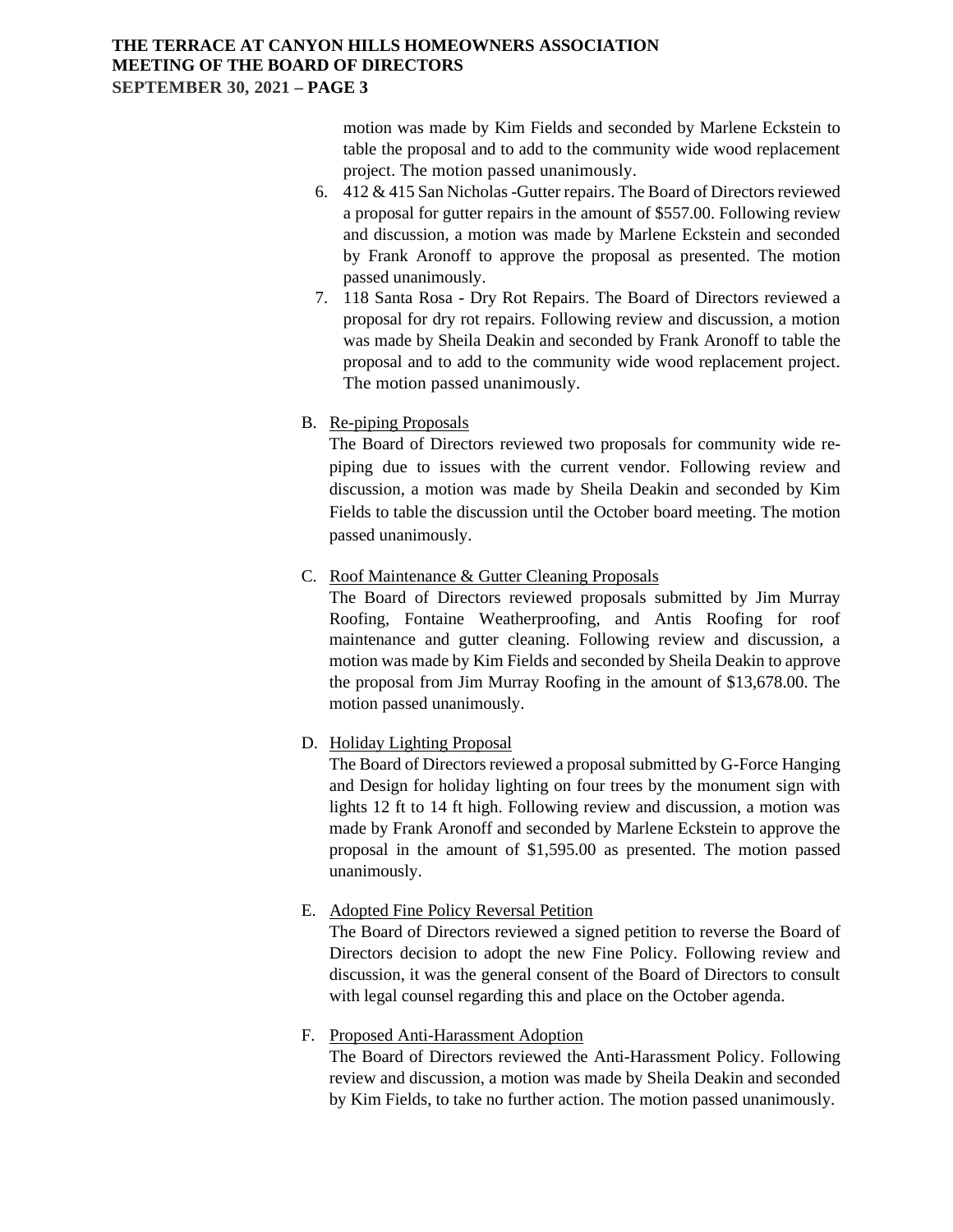motion was made by Kim Fields and seconded by Marlene Eckstein to table the proposal and to add to the community wide wood replacement project. The motion passed unanimously.

6. 412 & 415 San Nicholas -Gutter repairs. The Board of Directors reviewed a proposal for gutter repairs in the amount of $557.00. Following review and discussion, a motion was made by Marlene Eckstein and seconded by Frank Aronoff to approve the proposal as presented. The motion passed unanimously.
7. 118 Santa Rosa - Dry Rot Repairs. The Board of Directors reviewed a proposal for dry rot repairs. Following review and discussion, a motion was made by Sheila Deakin and seconded by Frank Aronoff to table the proposal and to add to the community wide wood replacement project. The motion passed unanimously.

B. Re-piping Proposals

The Board of Directors reviewed two proposals for community wide re-piping due to issues with the current vendor. Following review and discussion, a motion was made by Sheila Deakin and seconded by Kim Fields to table the discussion until the October board meeting. The motion passed unanimously.

C. Roof Maintenance & Gutter Cleaning Proposals

The Board of Directors reviewed proposals submitted by Jim Murray Roofing, Fontaine Weatherproofing, and Antis Roofing for roof maintenance and gutter cleaning. Following review and discussion, a motion was made by Kim Fields and seconded by Sheila Deakin to approve the proposal from Jim Murray Roofing in the amount of $13,678.00. The motion passed unanimously.

D. Holiday Lighting Proposal

The Board of Directors reviewed a proposal submitted by G-Force Hanging and Design for holiday lighting on four trees by the monument sign with lights 12 ft to 14 ft high. Following review and discussion, a motion was made by Frank Aronoff and seconded by Marlene Eckstein to approve the proposal in the amount of $1,595.00 as presented. The motion passed unanimously.

E. Adopted Fine Policy Reversal Petition

The Board of Directors reviewed a signed petition to reverse the Board of Directors decision to adopt the new Fine Policy. Following review and discussion, it was the general consent of the Board of Directors to consult with legal counsel regarding this and place on the October agenda.

F. Proposed Anti-Harassment Adoption

The Board of Directors reviewed the Anti-Harassment Policy. Following review and discussion, a motion was made by Sheila Deakin and seconded by Kim Fields, to take no further action. The motion passed unanimously.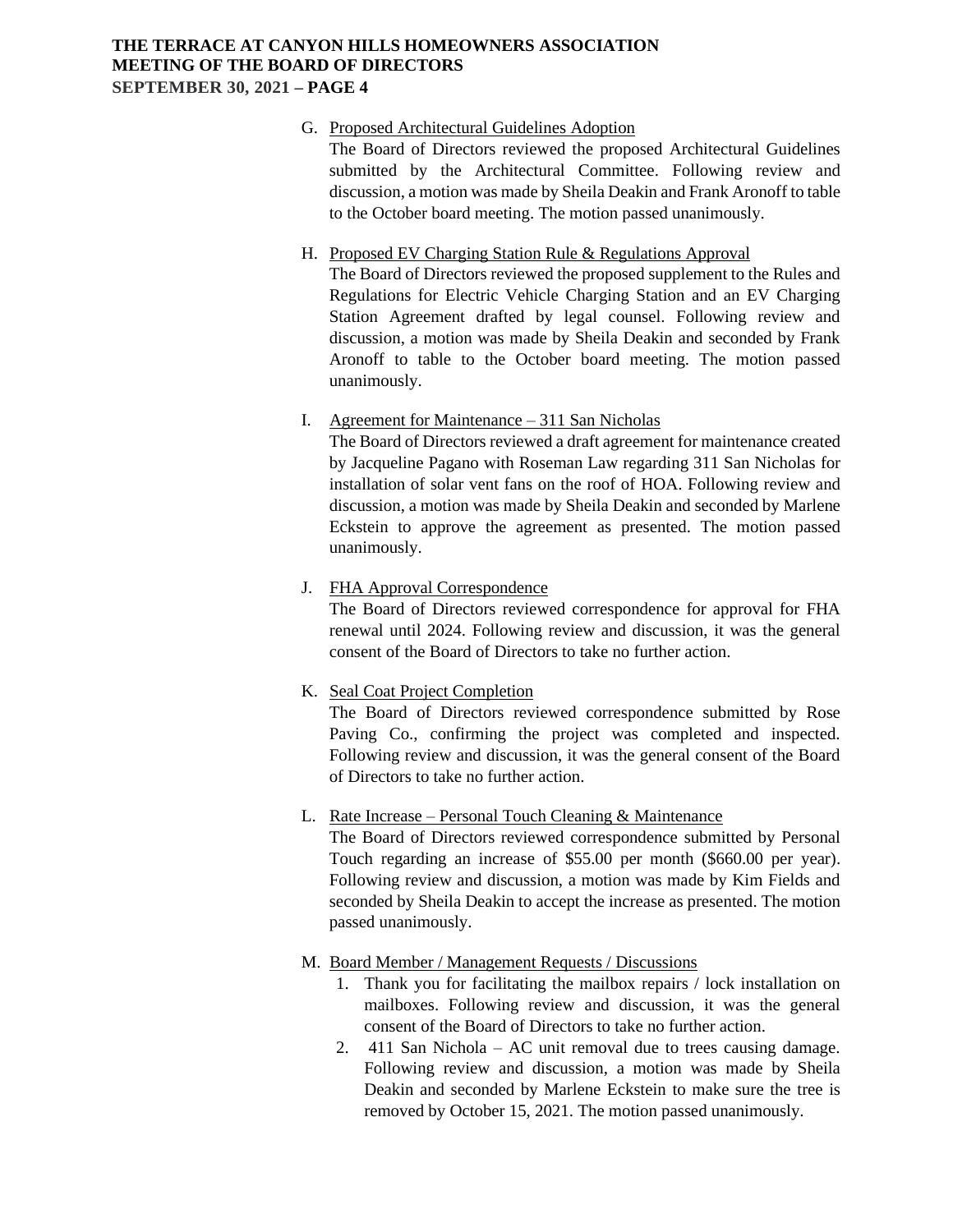G. Proposed Architectural Guidelines Adoption

The Board of Directors reviewed the proposed Architectural Guidelines submitted by the Architectural Committee. Following review and discussion, a motion was made by Sheila Deakin and Frank Aronoff to table to the October board meeting. The motion passed unanimously.

H. Proposed EV Charging Station Rule & Regulations Approval

The Board of Directors reviewed the proposed supplement to the Rules and Regulations for Electric Vehicle Charging Station and an EV Charging Station Agreement drafted by legal counsel. Following review and discussion, a motion was made by Sheila Deakin and seconded by Frank Aronoff to table to the October board meeting. The motion passed unanimously.

I. Agreement for Maintenance – 311 San Nicholas

The Board of Directors reviewed a draft agreement for maintenance created by Jacqueline Pagano with Roseman Law regarding 311 San Nicholas for installation of solar vent fans on the roof of HOA. Following review and discussion, a motion was made by Sheila Deakin and seconded by Marlene Eckstein to approve the agreement as presented. The motion passed unanimously.

J. FHA Approval Correspondence

The Board of Directors reviewed correspondence for approval for FHA renewal until 2024. Following review and discussion, it was the general consent of the Board of Directors to take no further action.

K. Seal Coat Project Completion

The Board of Directors reviewed correspondence submitted by Rose Paving Co., confirming the project was completed and inspected. Following review and discussion, it was the general consent of the Board of Directors to take no further action.

L. Rate Increase – Personal Touch Cleaning & Maintenance

The Board of Directors reviewed correspondence submitted by Personal Touch regarding an increase of $55.00 per month ($660.00 per year). Following review and discussion, a motion was made by Kim Fields and seconded by Sheila Deakin to accept the increase as presented. The motion passed unanimously.

M. Board Member / Management Requests / Discussions

1. Thank you for facilitating the mailbox repairs / lock installation on mailboxes. Following review and discussion, it was the general consent of the Board of Directors to take no further action.
2. 411 San Nichola – AC unit removal due to trees causing damage. Following review and discussion, a motion was made by Sheila Deakin and seconded by Marlene Eckstein to make sure the tree is removed by October 15, 2021. The motion passed unanimously.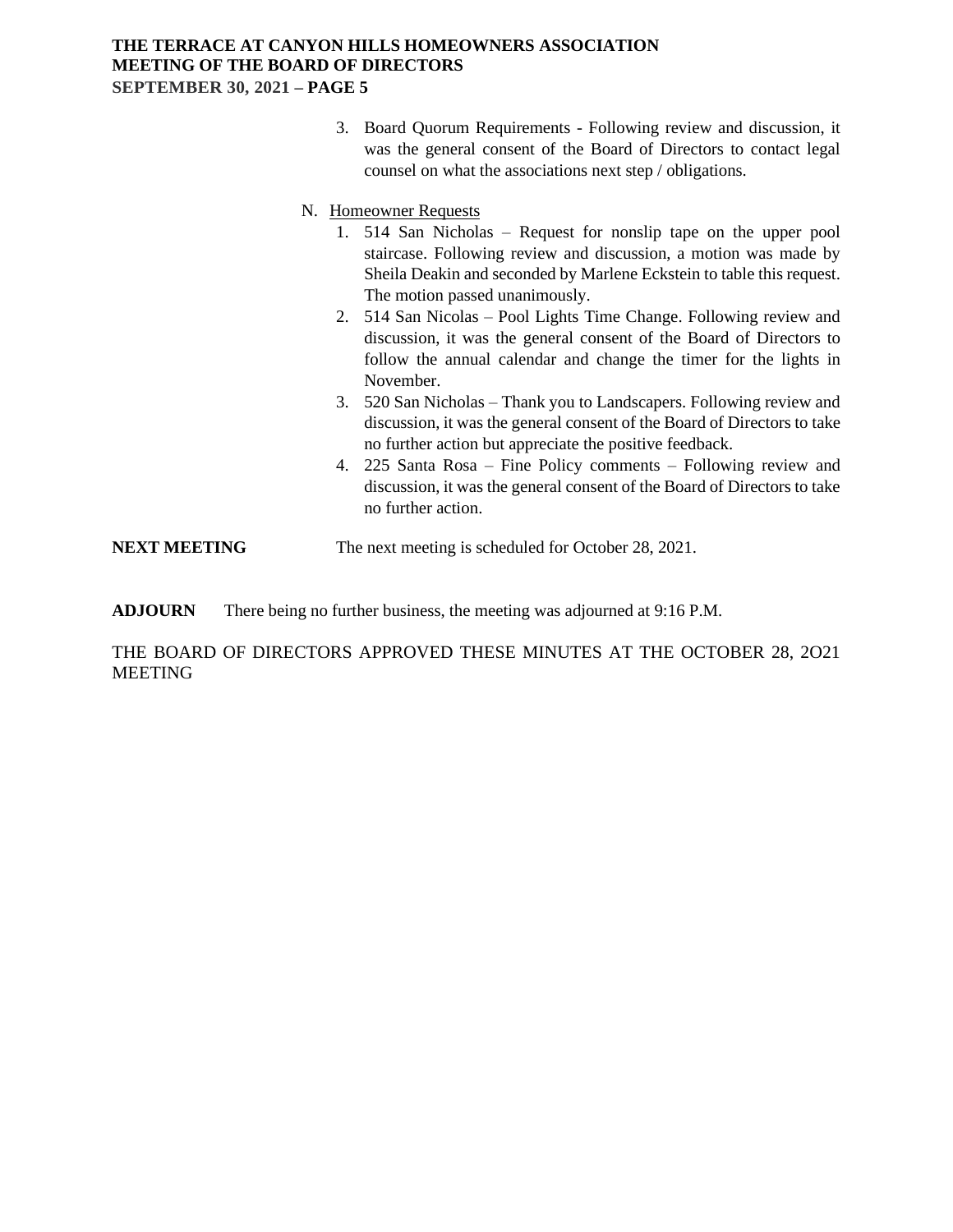3. Board Quorum Requirements - Following review and discussion, it was the general consent of the Board of Directors to contact legal counsel on what the associations next step / obligations.

N. Homeowner Requests

1. 514 San Nicholas – Request for nonslip tape on the upper pool staircase. Following review and discussion, a motion was made by Sheila Deakin and seconded by Marlene Eckstein to table this request. The motion passed unanimously.
2. 514 San Nicolas – Pool Lights Time Change. Following review and discussion, it was the general consent of the Board of Directors to follow the annual calendar and change the timer for the lights in November.
3. 520 San Nicholas – Thank you to Landscapers. Following review and discussion, it was the general consent of the Board of Directors to take no further action but appreciate the positive feedback.
4. 225 Santa Rosa – Fine Policy comments – Following review and discussion, it was the general consent of the Board of Directors to take no further action.

**NEXT MEETING** The next meeting is scheduled for October 28, 2021.

**ADJOURN** There being no further business, the meeting was adjourned at 9:16 P.M.

THE BOARD OF DIRECTORS APPROVED THESE MINUTES AT THE OCTOBER 28, 2O21 MEETING